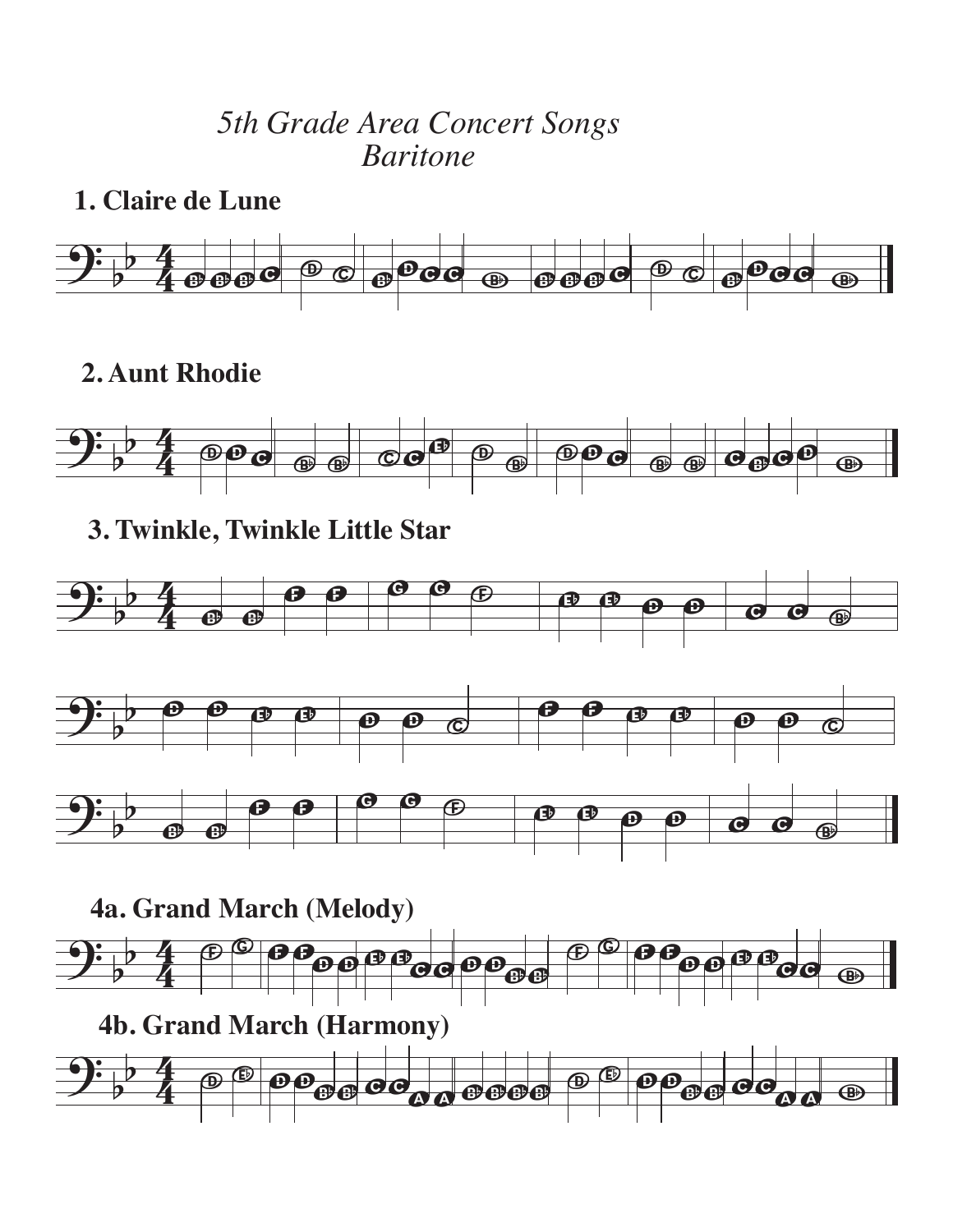*5th Grade Area Concert Songs*
*Baritone*

**1. Claire de Lune**

**2. Aunt Rhodie**

**3. Twinkle, Twinkle Little Star**

**4a. Grand March (Melody)**

**4b. Grand March (Harmony)**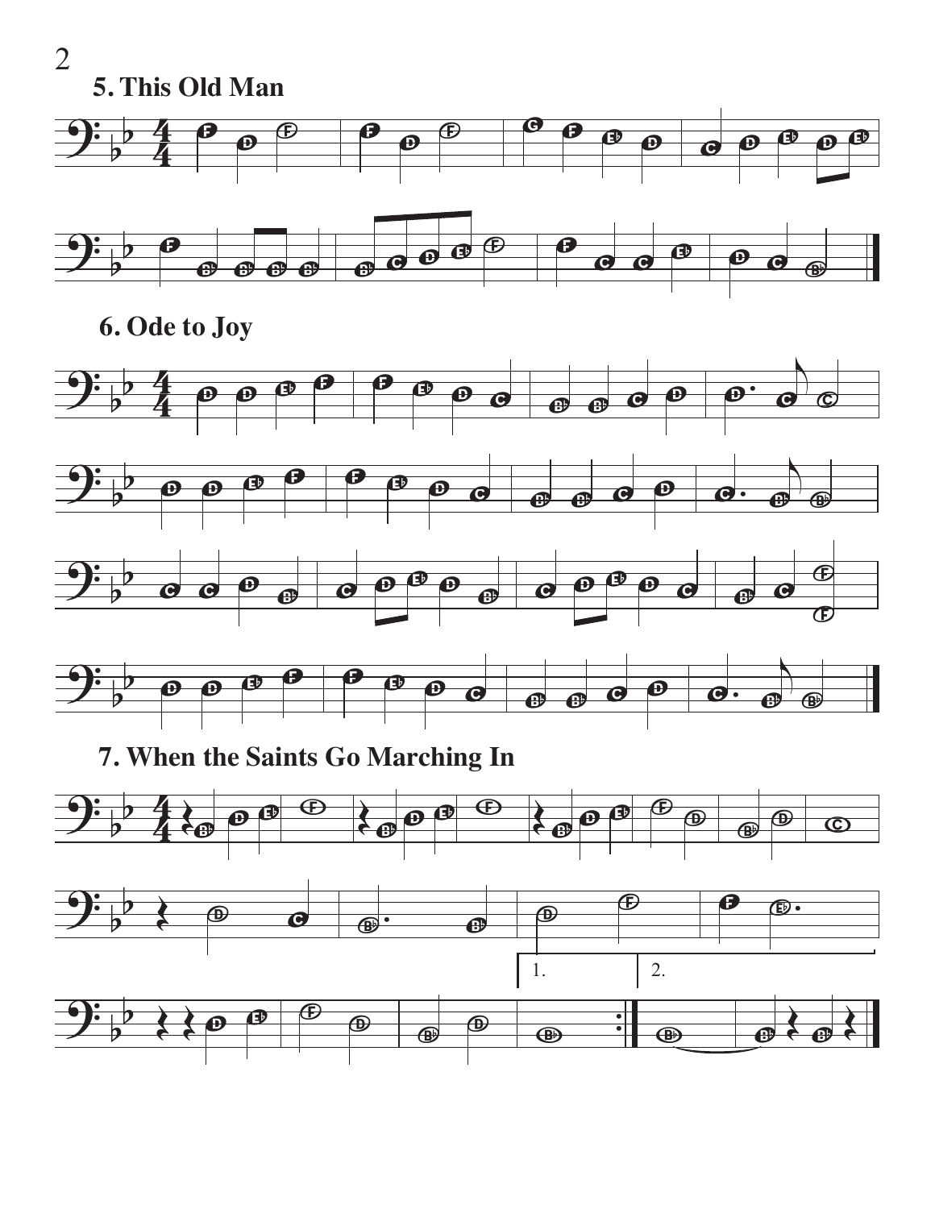## 5. This Old Man

## 6. Ode to Joy

## 7. When the Saints Go Marching In